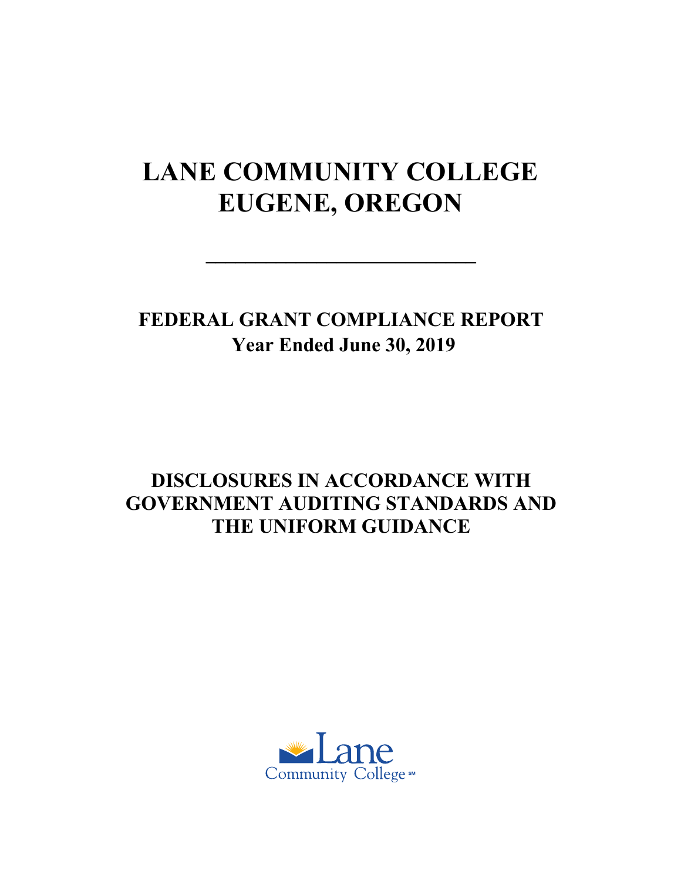# LANE COMMUNITY COLLEGE
# EUGENE, OREGON

---

## FEDERAL GRANT COMPLIANCE REPORT
## Year Ended June 30, 2019

## DISCLOSURES IN ACCORDANCE WITH GOVERNMENT AUDITING STANDARDS AND THE UNIFORM GUIDANCE

Lane
Community College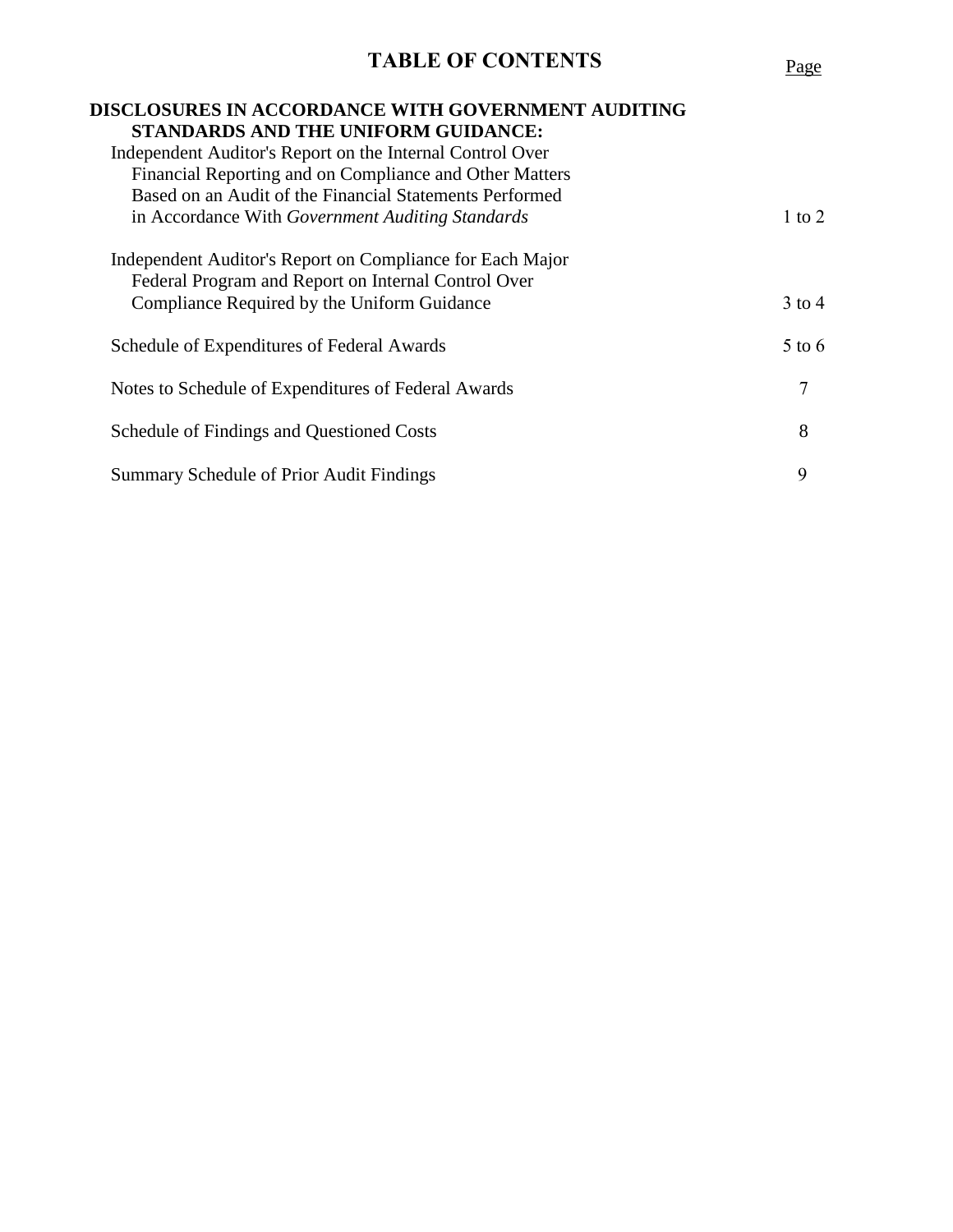# TABLE OF CONTENTS

| | Page |
|---|---|
| **DISCLOSURES IN ACCORDANCE WITH GOVERNMENT AUDITING STANDARDS AND THE UNIFORM GUIDANCE:** | |
| Independent Auditor's Report on the Internal Control Over Financial Reporting and on Compliance and Other Matters Based on an Audit of the Financial Statements Performed in Accordance With *Government Auditing Standards* | 1 to 2 |
| Independent Auditor's Report on Compliance for Each Major Federal Program and Report on Internal Control Over Compliance Required by the Uniform Guidance | 3 to 4 |
| Schedule of Expenditures of Federal Awards | 5 to 6 |
| Notes to Schedule of Expenditures of Federal Awards | 7 |
| Schedule of Findings and Questioned Costs | 8 |
| Summary Schedule of Prior Audit Findings | 9 |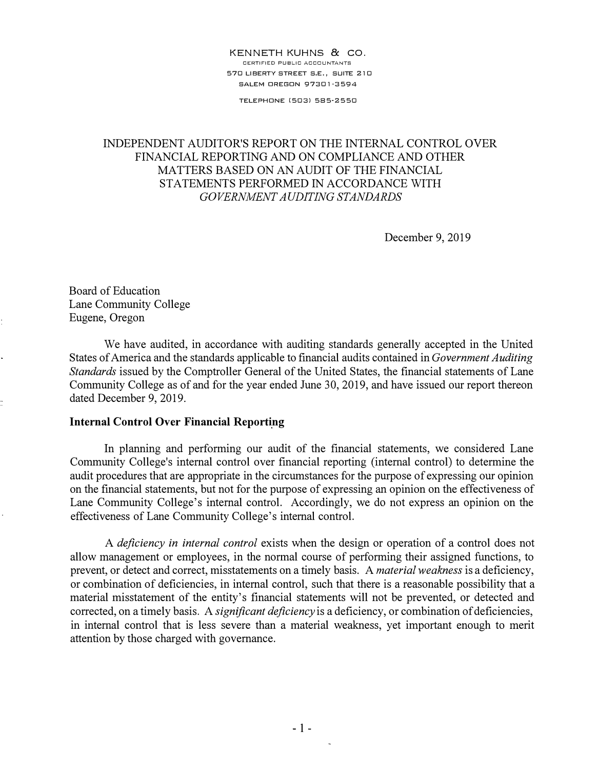KENNETH KUHNS & CO.
CERTIFIED PUBLIC ACCOUNTANTS
570 LIBERTY STREET S.E., SUITE 210
SALEM OREGON 97301-3594
TELEPHONE (503) 585-2550

# INDEPENDENT AUDITOR'S REPORT ON THE INTERNAL CONTROL OVER FINANCIAL REPORTING AND ON COMPLIANCE AND OTHER MATTERS BASED ON AN AUDIT OF THE FINANCIAL STATEMENTS PERFORMED IN ACCORDANCE WITH *GOVERNMENT AUDITING STANDARDS*

December 9, 2019

Board of Education
Lane Community College
Eugene, Oregon

We have audited, in accordance with auditing standards generally accepted in the United States of America and the standards applicable to financial audits contained in *Government Auditing Standards* issued by the Comptroller General of the United States, the financial statements of Lane Community College as of and for the year ended June 30, 2019, and have issued our report thereon dated December 9, 2019.

**Internal Control Over Financial Reporting**

In planning and performing our audit of the financial statements, we considered Lane Community College's internal control over financial reporting (internal control) to determine the audit procedures that are appropriate in the circumstances for the purpose of expressing our opinion on the financial statements, but not for the purpose of expressing an opinion on the effectiveness of Lane Community College's internal control. Accordingly, we do not express an opinion on the effectiveness of Lane Community College's internal control.

A *deficiency in internal control* exists when the design or operation of a control does not allow management or employees, in the normal course of performing their assigned functions, to prevent, or detect and correct, misstatements on a timely basis. A *material weakness* is a deficiency, or combination of deficiencies, in internal control, such that there is a reasonable possibility that a material misstatement of the entity's financial statements will not be prevented, or detected and corrected, on a timely basis. A *significant deficiency* is a deficiency, or combination of deficiencies, in internal control that is less severe than a material weakness, yet important enough to merit attention by those charged with governance.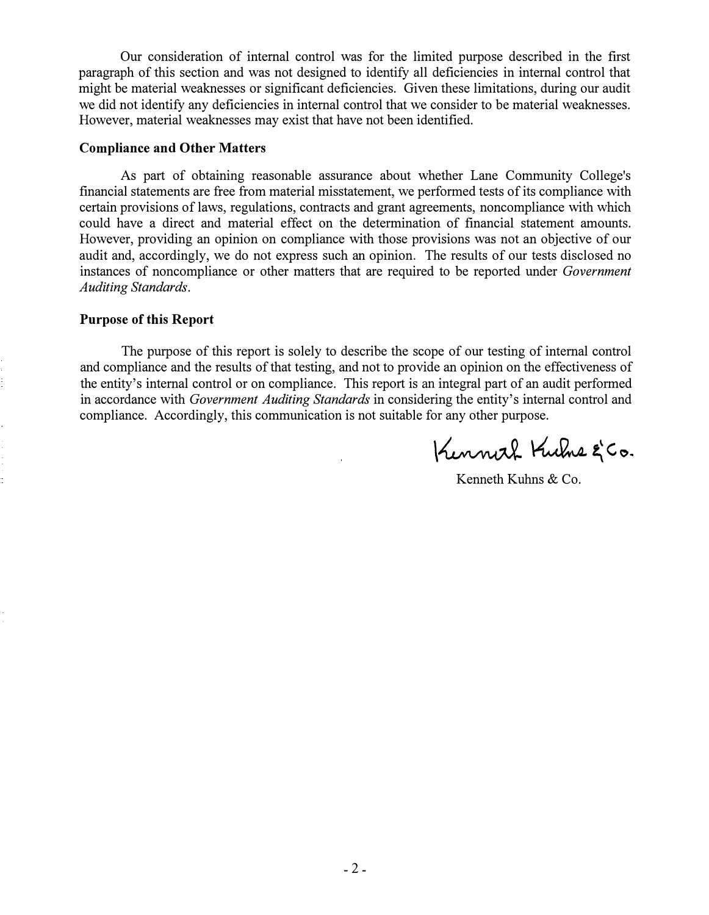Our consideration of internal control was for the limited purpose described in the first paragraph of this section and was not designed to identify all deficiencies in internal control that might be material weaknesses or significant deficiencies. Given these limitations, during our audit we did not identify any deficiencies in internal control that we consider to be material weaknesses. However, material weaknesses may exist that have not been identified.

**Compliance and Other Matters**

As part of obtaining reasonable assurance about whether Lane Community College's financial statements are free from material misstatement, we performed tests of its compliance with certain provisions of laws, regulations, contracts and grant agreements, noncompliance with which could have a direct and material effect on the determination of financial statement amounts. However, providing an opinion on compliance with those provisions was not an objective of our audit and, accordingly, we do not express such an opinion. The results of our tests disclosed no instances of noncompliance or other matters that are required to be reported under *Government Auditing Standards*.

**Purpose of this Report**

The purpose of this report is solely to describe the scope of our testing of internal control and compliance and the results of that testing, and not to provide an opinion on the effectiveness of the entity's internal control or on compliance. This report is an integral part of an audit performed in accordance with *Government Auditing Standards* in considering the entity's internal control and compliance. Accordingly, this communication is not suitable for any other purpose.

Kenneth Kuhns & Co.

Kenneth Kuhns & Co.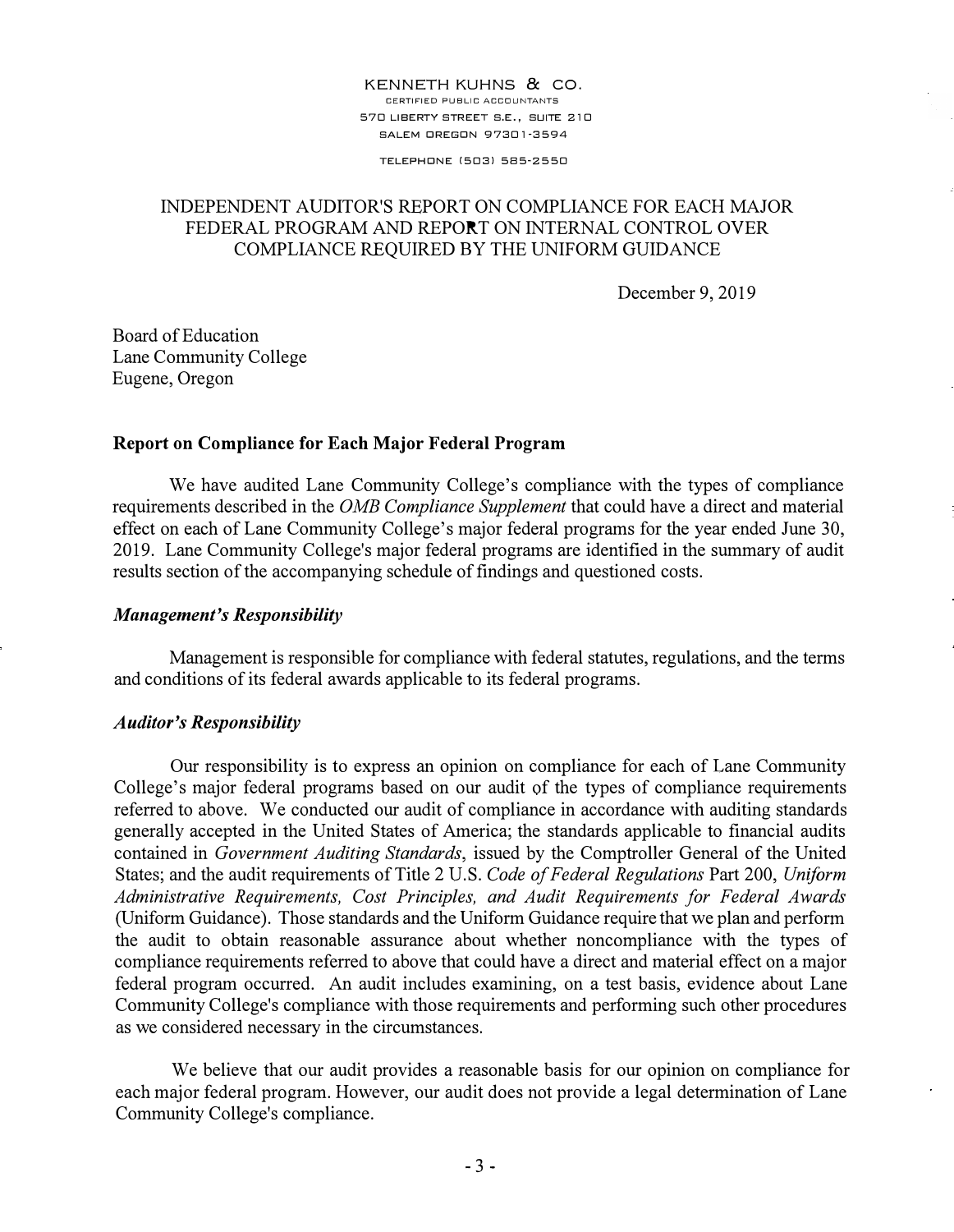KENNETH KUHNS & CO.
CERTIFIED PUBLIC ACCOUNTANTS
570 LIBERTY STREET S.E., SUITE 210
SALEM OREGON 97301-3594

TELEPHONE (503) 585-2550

# INDEPENDENT AUDITOR'S REPORT ON COMPLIANCE FOR EACH MAJOR FEDERAL PROGRAM AND REPORT ON INTERNAL CONTROL OVER COMPLIANCE REQUIRED BY THE UNIFORM GUIDANCE

December 9, 2019

Board of Education
Lane Community College
Eugene, Oregon

## Report on Compliance for Each Major Federal Program

We have audited Lane Community College's compliance with the types of compliance requirements described in the *OMB Compliance Supplement* that could have a direct and material effect on each of Lane Community College's major federal programs for the year ended June 30, 2019. Lane Community College's major federal programs are identified in the summary of audit results section of the accompanying schedule of findings and questioned costs.

### *Management's Responsibility*

Management is responsible for compliance with federal statutes, regulations, and the terms and conditions of its federal awards applicable to its federal programs.

### *Auditor's Responsibility*

Our responsibility is to express an opinion on compliance for each of Lane Community College's major federal programs based on our audit of the types of compliance requirements referred to above. We conducted our audit of compliance in accordance with auditing standards generally accepted in the United States of America; the standards applicable to financial audits contained in *Government Auditing Standards*, issued by the Comptroller General of the United States; and the audit requirements of Title 2 U.S. *Code of Federal Regulations* Part 200, *Uniform Administrative Requirements, Cost Principles, and Audit Requirements for Federal Awards* (Uniform Guidance). Those standards and the Uniform Guidance require that we plan and perform the audit to obtain reasonable assurance about whether noncompliance with the types of compliance requirements referred to above that could have a direct and material effect on a major federal program occurred. An audit includes examining, on a test basis, evidence about Lane Community College's compliance with those requirements and performing such other procedures as we considered necessary in the circumstances.

We believe that our audit provides a reasonable basis for our opinion on compliance for each major federal program. However, our audit does not provide a legal determination of Lane Community College's compliance.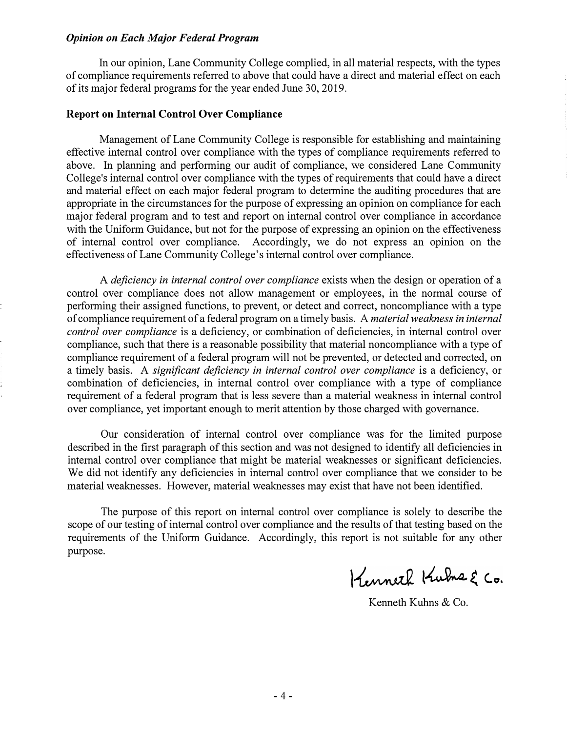### *Opinion on Each Major Federal Program*

In our opinion, Lane Community College complied, in all material respects, with the types of compliance requirements referred to above that could have a direct and material effect on each of its major federal programs for the year ended June 30, 2019.

### Report on Internal Control Over Compliance

Management of Lane Community College is responsible for establishing and maintaining effective internal control over compliance with the types of compliance requirements referred to above. In planning and performing our audit of compliance, we considered Lane Community College's internal control over compliance with the types of requirements that could have a direct and material effect on each major federal program to determine the auditing procedures that are appropriate in the circumstances for the purpose of expressing an opinion on compliance for each major federal program and to test and report on internal control over compliance in accordance with the Uniform Guidance, but not for the purpose of expressing an opinion on the effectiveness of internal control over compliance. Accordingly, we do not express an opinion on the effectiveness of Lane Community College's internal control over compliance.

A *deficiency in internal control over compliance* exists when the design or operation of a control over compliance does not allow management or employees, in the normal course of performing their assigned functions, to prevent, or detect and correct, noncompliance with a type of compliance requirement of a federal program on a timely basis. A *material weakness in internal control over compliance* is a deficiency, or combination of deficiencies, in internal control over compliance, such that there is a reasonable possibility that material noncompliance with a type of compliance requirement of a federal program will not be prevented, or detected and corrected, on a timely basis. A *significant deficiency in internal control over compliance* is a deficiency, or combination of deficiencies, in internal control over compliance with a type of compliance requirement of a federal program that is less severe than a material weakness in internal control over compliance, yet important enough to merit attention by those charged with governance.

Our consideration of internal control over compliance was for the limited purpose described in the first paragraph of this section and was not designed to identify all deficiencies in internal control over compliance that might be material weaknesses or significant deficiencies. We did not identify any deficiencies in internal control over compliance that we consider to be material weaknesses. However, material weaknesses may exist that have not been identified.

The purpose of this report on internal control over compliance is solely to describe the scope of our testing of internal control over compliance and the results of that testing based on the requirements of the Uniform Guidance. Accordingly, this report is not suitable for any other purpose.

Kenneth Kuhns & Co.

Kenneth Kuhns & Co.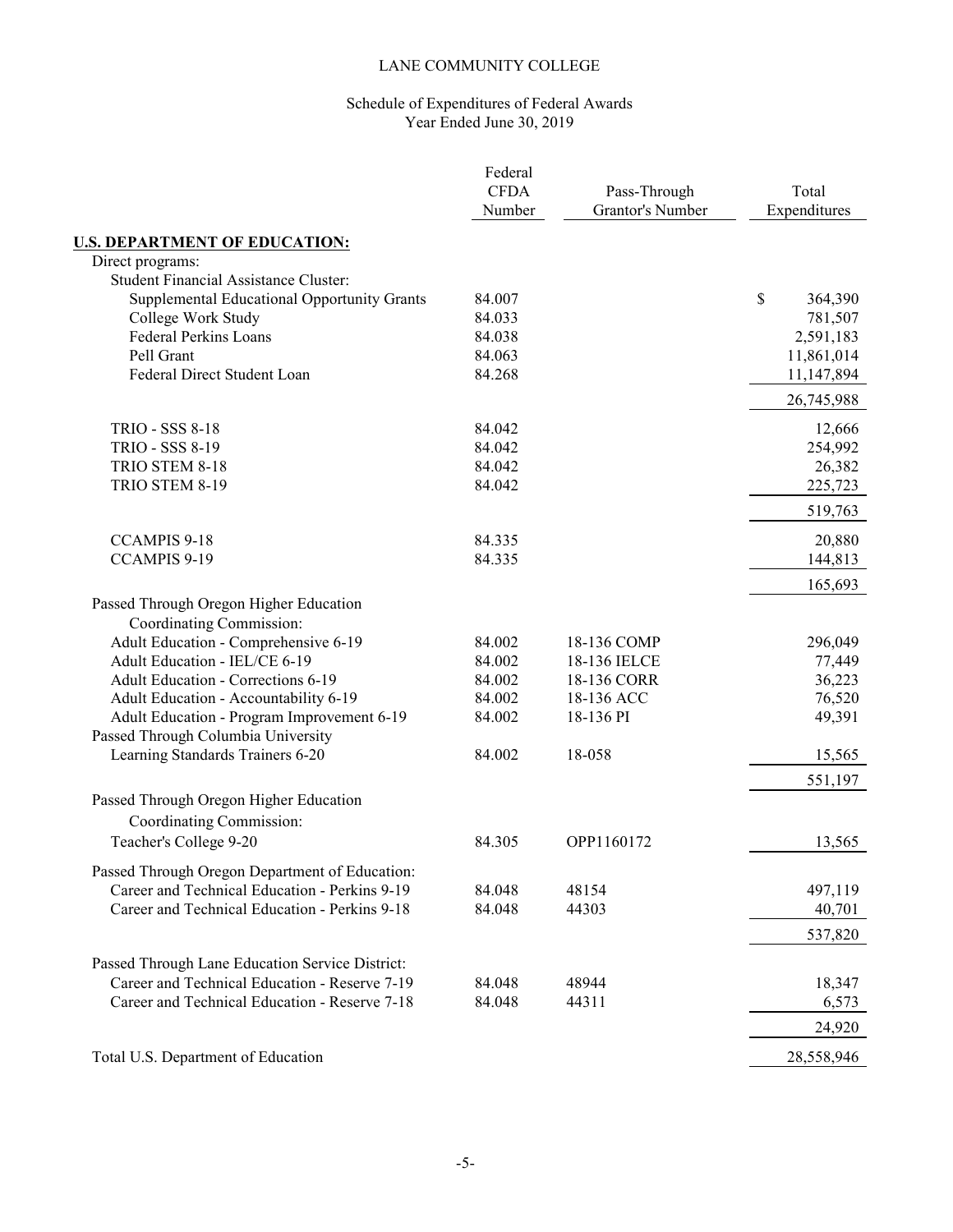# LANE COMMUNITY COLLEGE

## Schedule of Expenditures of Federal Awards
Year Ended June 30, 2019

| | Federal CFDA Number | Pass-Through Grantor's Number | Total Expenditures |
|---|---|---|---|
| **U.S. DEPARTMENT OF EDUCATION:** | | | |
| Direct programs: | | | |
| Student Financial Assistance Cluster: | | | |
| Supplemental Educational Opportunity Grants | 84.007 | | $ 364,390 |
| College Work Study | 84.033 | | 781,507 |
| Federal Perkins Loans | 84.038 | | 2,591,183 |
| Pell Grant | 84.063 | | 11,861,014 |
| Federal Direct Student Loan | 84.268 | | 11,147,894 |
| | | | 26,745,988 |
| TRIO - SSS 8-18 | 84.042 | | 12,666 |
| TRIO - SSS 8-19 | 84.042 | | 254,992 |
| TRIO STEM 8-18 | 84.042 | | 26,382 |
| TRIO STEM 8-19 | 84.042 | | 225,723 |
| | | | 519,763 |
| CCAMPIS 9-18 | 84.335 | | 20,880 |
| CCAMPIS 9-19 | 84.335 | | 144,813 |
| | | | 165,693 |
| Passed Through Oregon Higher Education Coordinating Commission: | | | |
| Adult Education - Comprehensive 6-19 | 84.002 | 18-136 COMP | 296,049 |
| Adult Education - IEL/CE 6-19 | 84.002 | 18-136 IELCE | 77,449 |
| Adult Education - Corrections 6-19 | 84.002 | 18-136 CORR | 36,223 |
| Adult Education - Accountability 6-19 | 84.002 | 18-136 ACC | 76,520 |
| Adult Education - Program Improvement 6-19 | 84.002 | 18-136 PI | 49,391 |
| Passed Through Columbia University | | | |
| Learning Standards Trainers 6-20 | 84.002 | 18-058 | 15,565 |
| | | | 551,197 |
| Passed Through Oregon Higher Education Coordinating Commission: | | | |
| Teacher's College 9-20 | 84.305 | OPP1160172 | 13,565 |
| Passed Through Oregon Department of Education: | | | |
| Career and Technical Education - Perkins 9-19 | 84.048 | 48154 | 497,119 |
| Career and Technical Education - Perkins 9-18 | 84.048 | 44303 | 40,701 |
| | | | 537,820 |
| Passed Through Lane Education Service District: | | | |
| Career and Technical Education - Reserve 7-19 | 84.048 | 48944 | 18,347 |
| Career and Technical Education - Reserve 7-18 | 84.048 | 44311 | 6,573 |
| | | | 24,920 |
| Total U.S. Department of Education | | | 28,558,946 |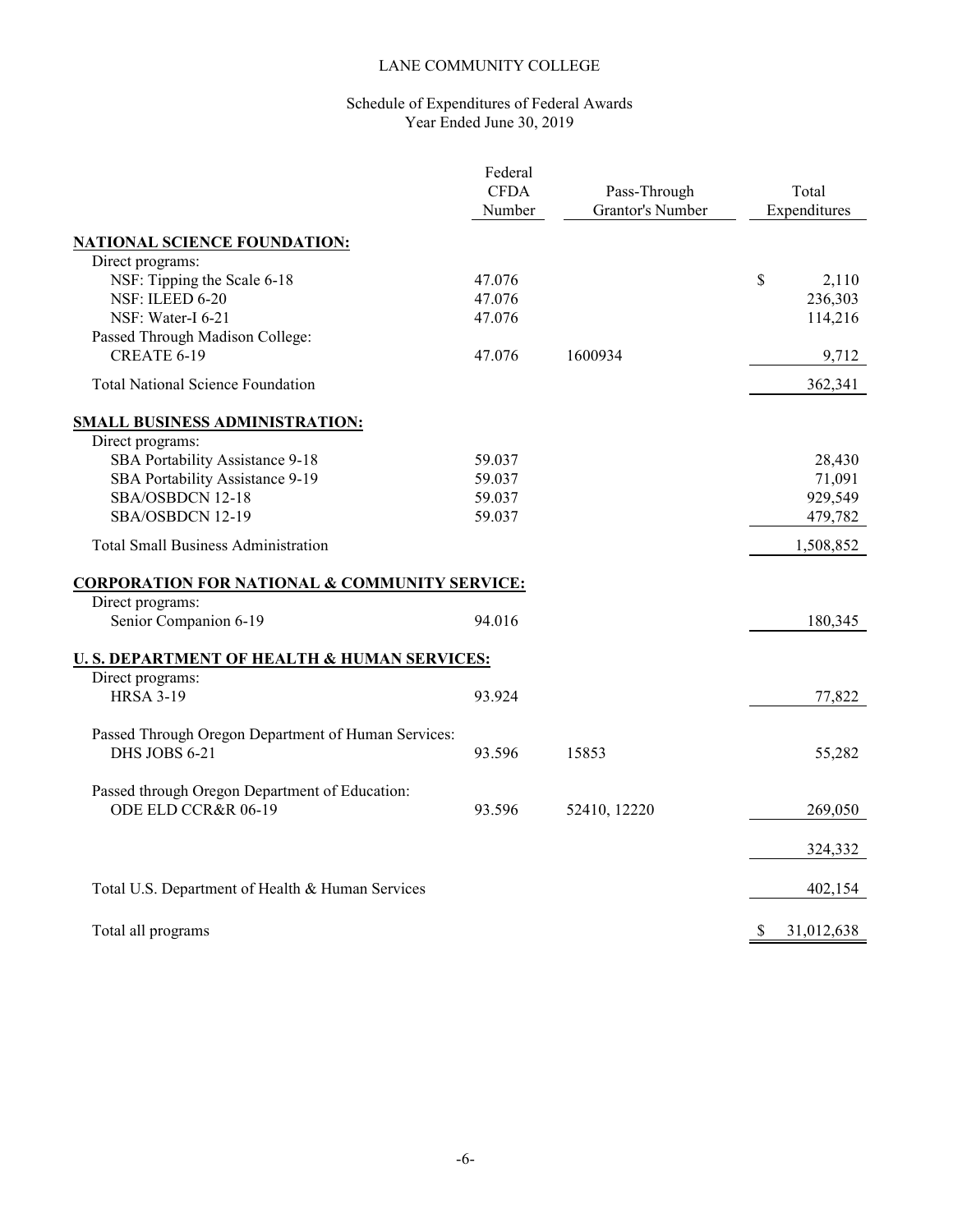LANE COMMUNITY COLLEGE

Schedule of Expenditures of Federal Awards
Year Ended June 30, 2019

| | Federal CFDA Number | Pass-Through Grantor's Number | Total Expenditures |
|---|---|---|---|
| **NATIONAL SCIENCE FOUNDATION:** | | | |
| Direct programs: | | | |
| NSF: Tipping the Scale 6-18 | 47.076 | | $ 2,110 |
| NSF: ILEED 6-20 | 47.076 | | 236,303 |
| NSF: Water-I 6-21 | 47.076 | | 114,216 |
| Passed Through Madison College: | | | |
| CREATE 6-19 | 47.076 | 1600934 | 9,712 |
| Total National Science Foundation | | | 362,341 |
| **SMALL BUSINESS ADMINISTRATION:** | | | |
| Direct programs: | | | |
| SBA Portability Assistance 9-18 | 59.037 | | 28,430 |
| SBA Portability Assistance 9-19 | 59.037 | | 71,091 |
| SBA/OSBDCN 12-18 | 59.037 | | 929,549 |
| SBA/OSBDCN 12-19 | 59.037 | | 479,782 |
| Total Small Business Administration | | | 1,508,852 |
| **CORPORATION FOR NATIONAL & COMMUNITY SERVICE:** | | | |
| Direct programs: | | | |
| Senior Companion 6-19 | 94.016 | | 180,345 |
| **U. S. DEPARTMENT OF HEALTH & HUMAN SERVICES:** | | | |
| Direct programs: | | | |
| HRSA 3-19 | 93.924 | | 77,822 |
| Passed Through Oregon Department of Human Services: | | | |
| DHS JOBS 6-21 | 93.596 | 15853 | 55,282 |
| Passed through Oregon Department of Education: | | | |
| ODE ELD CCR&R 06-19 | 93.596 | 52410, 12220 | 269,050 |
| | | | 324,332 |
| Total U.S. Department of Health & Human Services | | | 402,154 |
| Total all programs | | | $ 31,012,638 |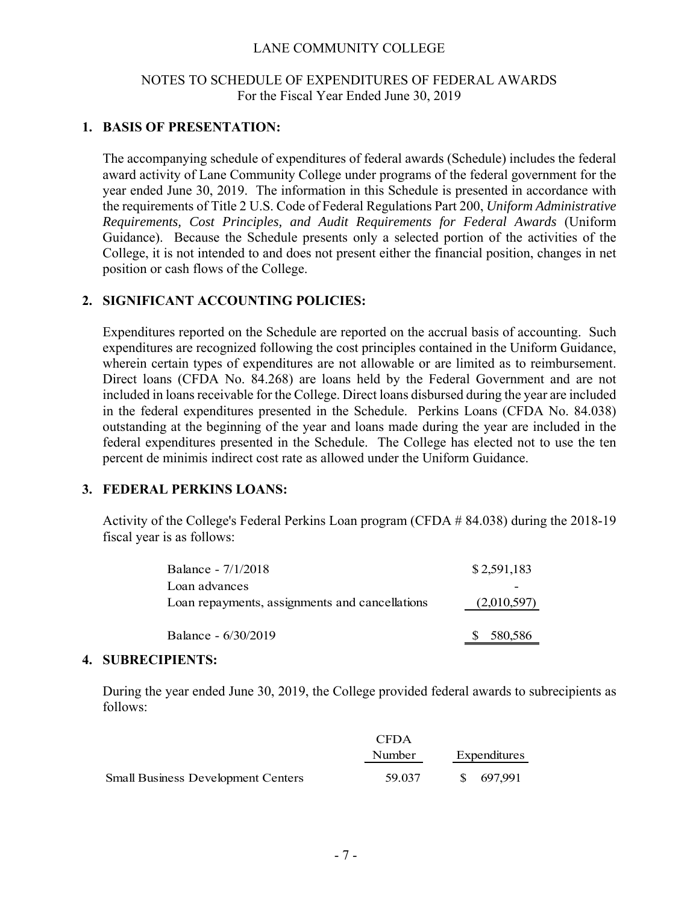# LANE COMMUNITY COLLEGE

## NOTES TO SCHEDULE OF EXPENDITURES OF FEDERAL AWARDS
For the Fiscal Year Ended June 30, 2019

### 1. BASIS OF PRESENTATION:

The accompanying schedule of expenditures of federal awards (Schedule) includes the federal award activity of Lane Community College under programs of the federal government for the year ended June 30, 2019. The information in this Schedule is presented in accordance with the requirements of Title 2 U.S. Code of Federal Regulations Part 200, *Uniform Administrative Requirements, Cost Principles, and Audit Requirements for Federal Awards* (Uniform Guidance). Because the Schedule presents only a selected portion of the activities of the College, it is not intended to and does not present either the financial position, changes in net position or cash flows of the College.

### 2. SIGNIFICANT ACCOUNTING POLICIES:

Expenditures reported on the Schedule are reported on the accrual basis of accounting. Such expenditures are recognized following the cost principles contained in the Uniform Guidance, wherein certain types of expenditures are not allowable or are limited as to reimbursement. Direct loans (CFDA No. 84.268) are loans held by the Federal Government and are not included in loans receivable for the College. Direct loans disbursed during the year are included in the federal expenditures presented in the Schedule. Perkins Loans (CFDA No. 84.038) outstanding at the beginning of the year and loans made during the year are included in the federal expenditures presented in the Schedule. The College has elected not to use the ten percent de minimis indirect cost rate as allowed under the Uniform Guidance.

### 3. FEDERAL PERKINS LOANS:

Activity of the College's Federal Perkins Loan program (CFDA # 84.038) during the 2018-19 fiscal year is as follows:

| | |
|---|---|
| Balance - 7/1/2018 | $ 2,591,183 |
| Loan advances | - |
| Loan repayments, assignments and cancellations | (2,010,597) |
| Balance - 6/30/2019 | $ 580,586 |

### 4. SUBRECIPIENTS:

During the year ended June 30, 2019, the College provided federal awards to subrecipients as follows:

| | CFDA Number | Expenditures |
|---|---|---|
| Small Business Development Centers | 59.037 | $ 697,991 |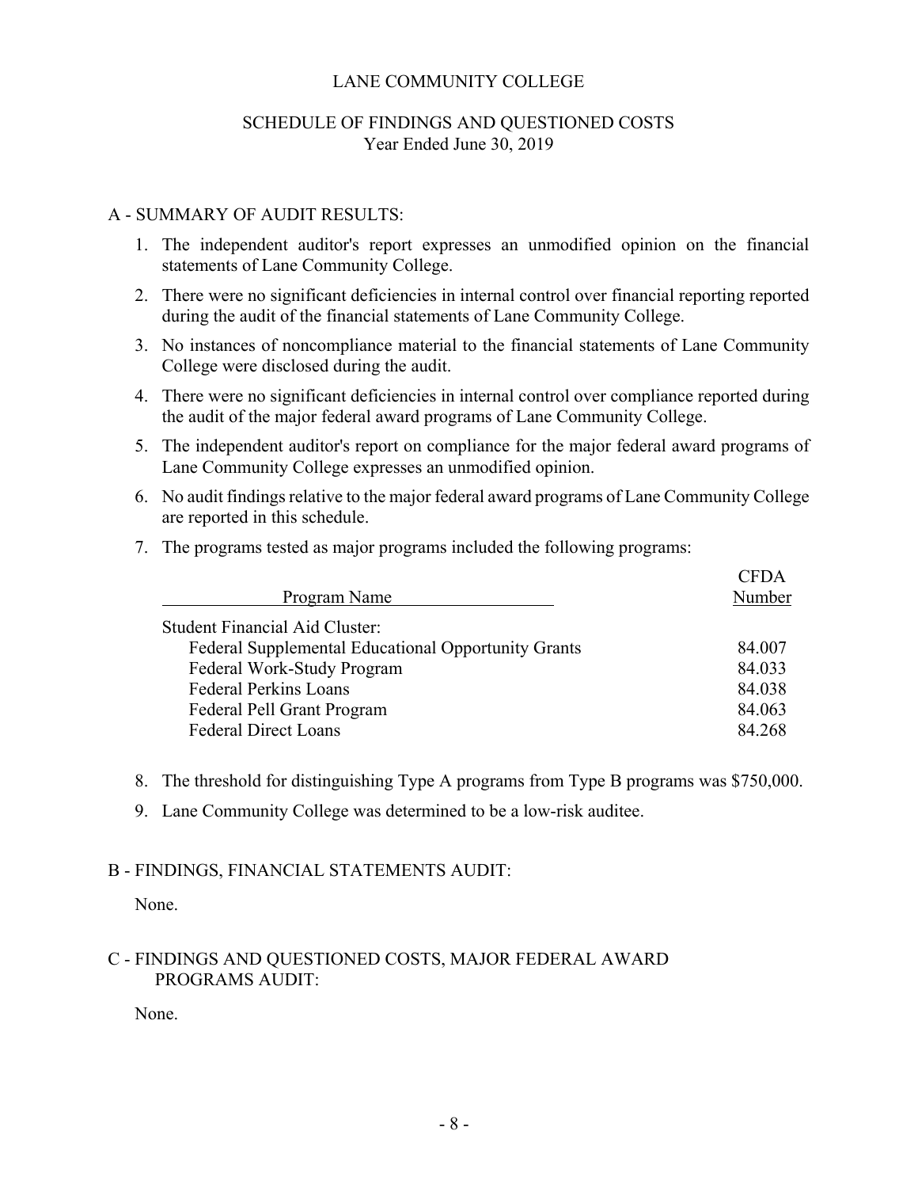# LANE COMMUNITY COLLEGE

## SCHEDULE OF FINDINGS AND QUESTIONED COSTS
Year Ended June 30, 2019

### A - SUMMARY OF AUDIT RESULTS:

1. The independent auditor's report expresses an unmodified opinion on the financial statements of Lane Community College.
2. There were no significant deficiencies in internal control over financial reporting reported during the audit of the financial statements of Lane Community College.
3. No instances of noncompliance material to the financial statements of Lane Community College were disclosed during the audit.
4. There were no significant deficiencies in internal control over compliance reported during the audit of the major federal award programs of Lane Community College.
5. The independent auditor's report on compliance for the major federal award programs of Lane Community College expresses an unmodified opinion.
6. No audit findings relative to the major federal award programs of Lane Community College are reported in this schedule.
7. The programs tested as major programs included the following programs:

| Program Name | CFDA Number |
|---|---|
| Student Financial Aid Cluster: | |
| Federal Supplemental Educational Opportunity Grants | 84.007 |
| Federal Work-Study Program | 84.033 |
| Federal Perkins Loans | 84.038 |
| Federal Pell Grant Program | 84.063 |
| Federal Direct Loans | 84.268 |

8. The threshold for distinguishing Type A programs from Type B programs was $750,000.
9. Lane Community College was determined to be a low-risk auditee.

### B - FINDINGS, FINANCIAL STATEMENTS AUDIT:

None.

### C - FINDINGS AND QUESTIONED COSTS, MAJOR FEDERAL AWARD PROGRAMS AUDIT:

None.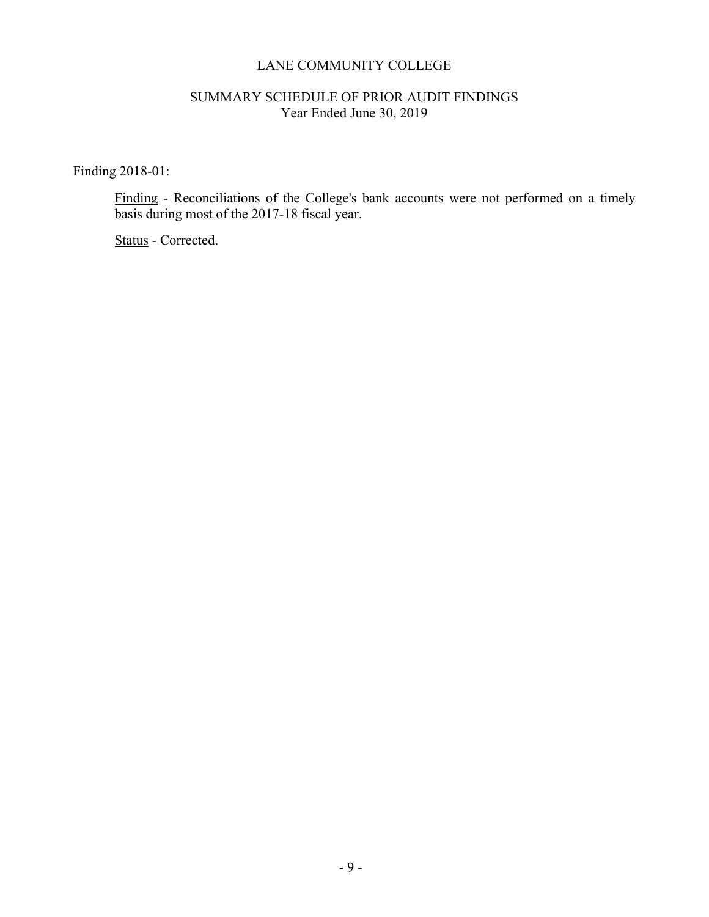# LANE COMMUNITY COLLEGE

## SUMMARY SCHEDULE OF PRIOR AUDIT FINDINGS
Year Ended June 30, 2019

Finding 2018-01:

Finding - Reconciliations of the College's bank accounts were not performed on a timely basis during most of the 2017-18 fiscal year.

Status - Corrected.